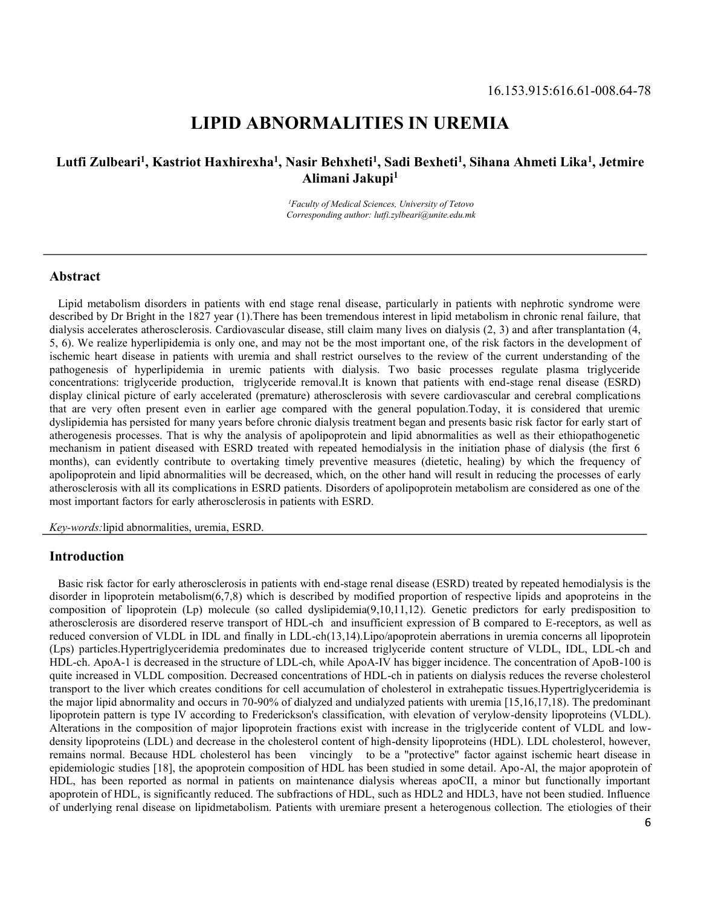16.153.915:616.61-008.64-78

# LIPID ABNORMALITIES IN UREMIA

**Lutfi Zulbeari[1], Kastriot Haxhirexha[1], Nasir Behxheti[1], Sadi Bexheti[1], Sihana Ahmeti Lika[1], Jetmire Alimani Jakupi[1]**

*[1]Faculty of Medical Sciences, University of Tetovo*
*Corresponding author: lutfi.zylbeari@unite.edu.mk*

## Abstract

Lipid metabolism disorders in patients with end stage renal disease, particularly in patients with nephrotic syndrome were described by Dr Bright in the 1827 year (1).There has been tremendous interest in lipid metabolism in chronic renal failure, that dialysis accelerates atherosclerosis. Cardiovascular disease, still claim many lives on dialysis (2, 3) and after transplantation (4, 5, 6). We realize hyperlipidemia is only one, and may not be the most important one, of the risk factors in the development of ischemic heart disease in patients with uremia and shall restrict ourselves to the review of the current understanding of the pathogenesis of hyperlipidemia in uremic patients with dialysis. Two basic processes regulate plasma triglyceride concentrations: triglyceride production, triglyceride removal.It is known that patients with end-stage renal disease (ESRD) display clinical picture of early accelerated (premature) atherosclerosis with severe cardiovascular and cerebral complications that are very often present even in earlier age compared with the general population.Today, it is considered that uremic dyslipidemia has persisted for many years before chronic dialysis treatment began and presents basic risk factor for early start of atherogenesis processes. That is why the analysis of apolipoprotein and lipid abnormalities as well as their ethiopathogenetic mechanism in patient diseased with ESRD treated with repeated hemodialysis in the initiation phase of dialysis (the first 6 months), can evidently contribute to overtaking timely preventive measures (dietetic, healing) by which the frequency of apolipoprotein and lipid abnormalities will be decreased, which, on the other hand will result in reducing the processes of early atherosclerosis with all its complications in ESRD patients. Disorders of apolipoprotein metabolism are considered as one of the most important factors for early atherosclerosis in patients with ESRD.

*Key-words:* lipid abnormalities, uremia, ESRD.

## Introduction

Basic risk factor for early atherosclerosis in patients with end-stage renal disease (ESRD) treated by repeated hemodialysis is the disorder in lipoprotein metabolism(6,7,8) which is described by modified proportion of respective lipids and apoproteins in the composition of lipoprotein (Lp) molecule (so called dyslipidemia(9,10,11,12). Genetic predictors for early predisposition to atherosclerosis are disordered reserve transport of HDL-ch and insufficient expression of B compared to E-receptors, as well as reduced conversion of VLDL in IDL and finally in LDL-ch(13,14).Lipo/apoprotein aberrations in uremia concerns all lipoprotein (Lps) particles.Hypertriglyceridemia predominates due to increased triglyceride content structure of VLDL, IDL, LDL-ch and HDL-ch. ApoA-1 is decreased in the structure of LDL-ch, while ApoA-IV has bigger incidence. The concentration of ApoB-100 is quite increased in VLDL composition. Decreased concentrations of HDL-ch in patients on dialysis reduces the reverse cholesterol transport to the liver which creates conditions for cell accumulation of cholesterol in extrahepatic tissues.Hypertriglyceridemia is the major lipid abnormality and occurs in 70-90% of dialyzed and undialyzed patients with uremia [15,16,17,18]. The predominant lipoprotein pattern is type IV according to Frederickson's classification, with elevation of verylow-density lipoproteins (VLDL). Alterations in the composition of major lipoprotein fractions exist with increase in the triglyceride content of VLDL and low-density lipoproteins (LDL) and decrease in the cholesterol content of high-density lipoproteins (HDL). LDL cholesterol, however, remains normal. Because HDL cholesterol has been vincingly to be a "protective" factor against ischemic heart disease in epidemiologic studies [18], the apoprotein composition of HDL has been studied in some detail. Apo-Al, the major apoprotein of HDL, has been reported as normal in patients on maintenance dialysis whereas apoCII, a minor but functionally important apoprotein of HDL, is significantly reduced. The subfractions of HDL, such as HDL2 and HDL3, have not been studied. Influence of underlying renal disease on lipidmetabolism. Patients with uremiare present a heterogenous collection. The etiologies of their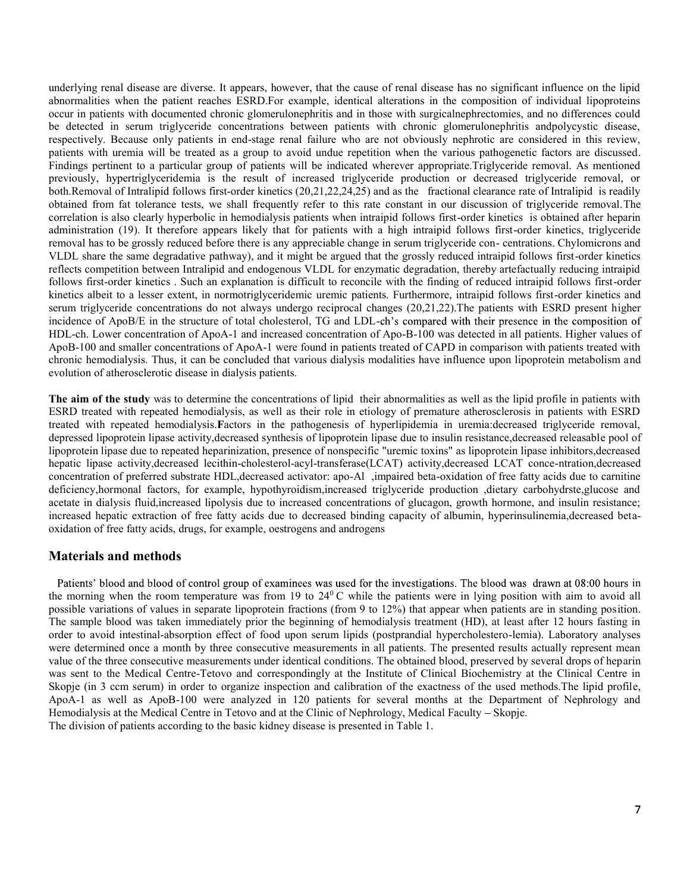underlying renal disease are diverse. It appears, however, that the cause of renal disease has no significant influence on the lipid abnormalities when the patient reaches ESRD.For example, identical alterations in the composition of individual lipoproteins occur in patients with documented chronic glomerulonephritis and in those with surgicalnephrectomies, and no differences could be detected in serum triglyceride concentrations between patients with chronic glomerulonephritis andpolycystic disease, respectively. Because only patients in end-stage renal failure who are not obviously nephrotic are considered in this review, patients with uremia will be treated as a group to avoid undue repetition when the various pathogenetic factors are discussed. Findings pertinent to a particular group of patients will be indicated wherever appropriate.Triglyceride removal. As mentioned previously, hypertriglyceridemia is the result of increased triglyceride production or decreased triglyceride removal, or both.Removal of Intralipid follows first-order kinetics (20,21,22,24,25) and as the fractional clearance rate of Intralipid is readily obtained from fat tolerance tests, we shall frequently refer to this rate constant in our discussion of triglyceride removal.The correlation is also clearly hyperbolic in hemodialysis patients when intraipid follows first-order kinetics is obtained after heparin administration (19). It therefore appears likely that for patients with a high intraipid follows first-order kinetics, triglyceride removal has to be grossly reduced before there is any appreciable change in serum triglyceride con- centrations. Chylomicrons and VLDL share the same degradative pathway), and it might be argued that the grossly reduced intraipid follows first-order kinetics reflects competition between Intralipid and endogenous VLDL for enzymatic degradation, thereby artefactually reducing intraipid follows first-order kinetics . Such an explanation is difficult to reconcile with the finding of reduced intraipid follows first-order kinetics albeit to a lesser extent, in normotriglyceridemic uremic patients. Furthermore, intraipid follows first-order kinetics and serum triglyceride concentrations do not always undergo reciprocal changes (20,21,22).The patients with ESRD present higher incidence of ApoB/E in the structure of total cholesterol, TG and LDL-ch's compared with their presence in the composition of HDL-ch. Lower concentration of ApoA-1 and increased concentration of Apo-B-100 was detected in all patients. Higher values of ApoB-100 and smaller concentrations of ApoA-1 were found in patients treated of CAPD in comparison with patients treated with chronic hemodialysis. Thus, it can be concluded that various dialysis modalities have influence upon lipoprotein metabolism and evolution of atherosclerotic disease in dialysis patients.

**The aim of the study** was to determine the concentrations of lipid their abnormalities as well as the lipid profile in patients with ESRD treated with repeated hemodialysis, as well as their role in etiology of premature atherosclerosis in patients with ESRD treated with repeated hemodialysis.**F**actors in the pathogenesis of hyperlipidemia in uremia:decreased triglyceride removal, depressed lipoprotein lipase activity,decreased synthesis of lipoprotein lipase due to insulin resistance,decreased releasable pool of lipoprotein lipase due to repeated heparinization, presence of nonspecific "uremic toxins" as lipoprotein lipase inhibitors,decreased hepatic lipase activity,decreased lecithin-cholesterol-acyl-transferase(LCAT) activity,decreased LCAT conce-ntration,decreased concentration of preferred substrate HDL,decreased activator: apo-Al ,impaired beta-oxidation of free fatty acids due to carnitine deficiency,hormonal factors, for example, hypothyroidism,increased triglyceride production ,dietary carbohydrste,glucose and acetate in dialysis fluid,increased lipolysis due to increased concentrations of glucagon, growth hormone, and insulin resistance; increased hepatic extraction of free fatty acids due to decreased binding capacity of albumin, hyperinsulinemia,decreased beta-oxidation of free fatty acids, drugs, for example, oestrogens and androgens

## Materials and methods

Patients' blood and blood of control group of examinees was used for the investigations. The blood was drawn at 08:00 hours in the morning when the room temperature was from 19 to $24^0$ C while the patients were in lying position with aim to avoid all possible variations of values in separate lipoprotein fractions (from 9 to 12%) that appear when patients are in standing position. The sample blood was taken immediately prior the beginning of hemodialysis treatment (HD), at least after 12 hours fasting in order to avoid intestinal-absorption effect of food upon serum lipids (postprandial hypercholestero-lemia). Laboratory analyses were determined once a month by three consecutive measurements in all patients. The presented results actually represent mean value of the three consecutive measurements under identical conditions. The obtained blood, preserved by several drops of heparin was sent to the Medical Centre-Tetovo and correspondingly at the Institute of Clinical Biochemistry at the Clinical Centre in Skopje (in 3 ccm serum) in order to organize inspection and calibration of the exactness of the used methods.The lipid profile, ApoA-1 as well as ApoB-100 were analyzed in 120 patients for several months at the Department of Nephrology and Hemodialysis at the Medical Centre in Tetovo and at the Clinic of Nephrology, Medical Faculty – Skopje.
The division of patients according to the basic kidney disease is presented in Table 1.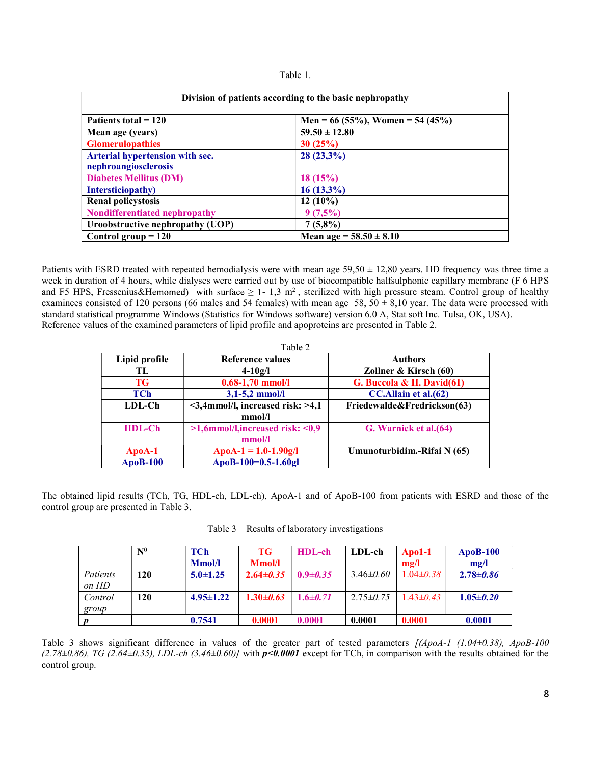Table 1.

| Division of patients according to the basic nephropathy | |
|---|---|
| **Patients total = 120** | **Men = 66 (55%), Women = 54 (45%)** |
| **Mean age (years)** | **59.50 ± 12.80** |
| **Glomerulopathies** | **30 (25%)** |
| **Arterial hypertension with sec. nephroangiosclerosis** | **28 (23,3%)** |
| **Diabetes Mellitus (DM)** | **18 (15%)** |
| **Intersticiopathy)** | **16 (13,3%)** |
| **Renal policystosis** | **12 (10%)** |
| **Nondifferentiated nephropathy** | **9 (7,5%)** |
| **Uroobstructive nephropathy (UOP)** | **7 (5,8%)** |
| **Control group = 120** | **Mean age = 58.50 ± 8.10** |

Patients with ESRD treated with repeated hemodialysis were with mean age 59,50 ± 12,80 years. HD frequency was three time a week in duration of 4 hours, while dialyses were carried out by use of biocompatible halfsulphonic capillary membrane (F 6 HPS and F5 HPS, Fressenius&Hemomed) with surface ≥ 1- 1,3 $m^2$ , sterilized with high pressure steam. Control group of healthy examinees consisted of 120 persons (66 males and 54 females) with mean age 58, 50 ± 8,10 year. The data were processed with standard statistical programme Windows (Statistics for Windows software) version 6.0 A, Stat soft Inc. Tulsa, OK, USA). Reference values of the examined parameters of lipid profile and apoproteins are presented in Table 2.

Table 2

| Lipid profile | Reference values | Authors |
|---|---|---|
| **TL** | **4-10g/l** | **Zollner & Kirsch (60)** |
| **TG** | **0,68-1,70 mmol/l** | **G. Buccola & H. David(61)** |
| **TCh** | **3,1-5,2 mmol/l** | **CC.Allain et al.(62)** |
| **LDL-Ch** | **<3,4mmol/l, increased risk: >4,1 mmol/l** | **Friedewalde&Fredrickson(63)** |
| **HDL-Ch** | **>1,6mmol/l,increased risk: <0,9 mmol/l** | **G. Warnick et al.(64)** |
| **ApoA-1** **ApoB-100** | **ApoA-1 = 1.0-1.90g/l** **ApoB-100=0.5-1.60gl** | **Umunoturbidim.-Rifai N (65)** |

The obtained lipid results (TCh, TG, HDL-ch, LDL-ch), ApoA-1 and of ApoB-100 from patients with ESRD and those of the control group are presented in Table 3.

Table 3 – Results of laboratory investigations

| | **N⁰** | **TCh Mmol/l** | **TG Mmol/l** | **HDL-ch** | **LDL-ch** | **Apo1-1 mg/l** | **ApoB-100 mg/l** |
|---|---|---|---|---|---|---|---|
| *Patients on HD* | **120** | **5.0±1.25** | **2.64±*0.35*** | **0.9±*0.35*** | 3.46±*0.60* | 1.04±*0.38* | **2.78±*0.86*** |
| *Control group* | **120** | **4.95±1.22** | **1.30±*0.63*** | **1.6±*0.71*** | 2.75±*0.75* | 1.43±*0.43* | **1.05±*0.20*** |
| ***p*** | | **0.7541** | **0.0001** | **0.0001** | **0.0001** | **0.0001** | **0.0001** |

Table 3 shows significant difference in values of the greater part of tested parameters *[(ApoA-1 (1.04±0.38), ApoB-100 (2.78±0.86), TG (2.64±0.35), LDL-ch (3.46±0.60)]* with ***p<0.0001*** except for TCh, in comparison with the results obtained for the control group.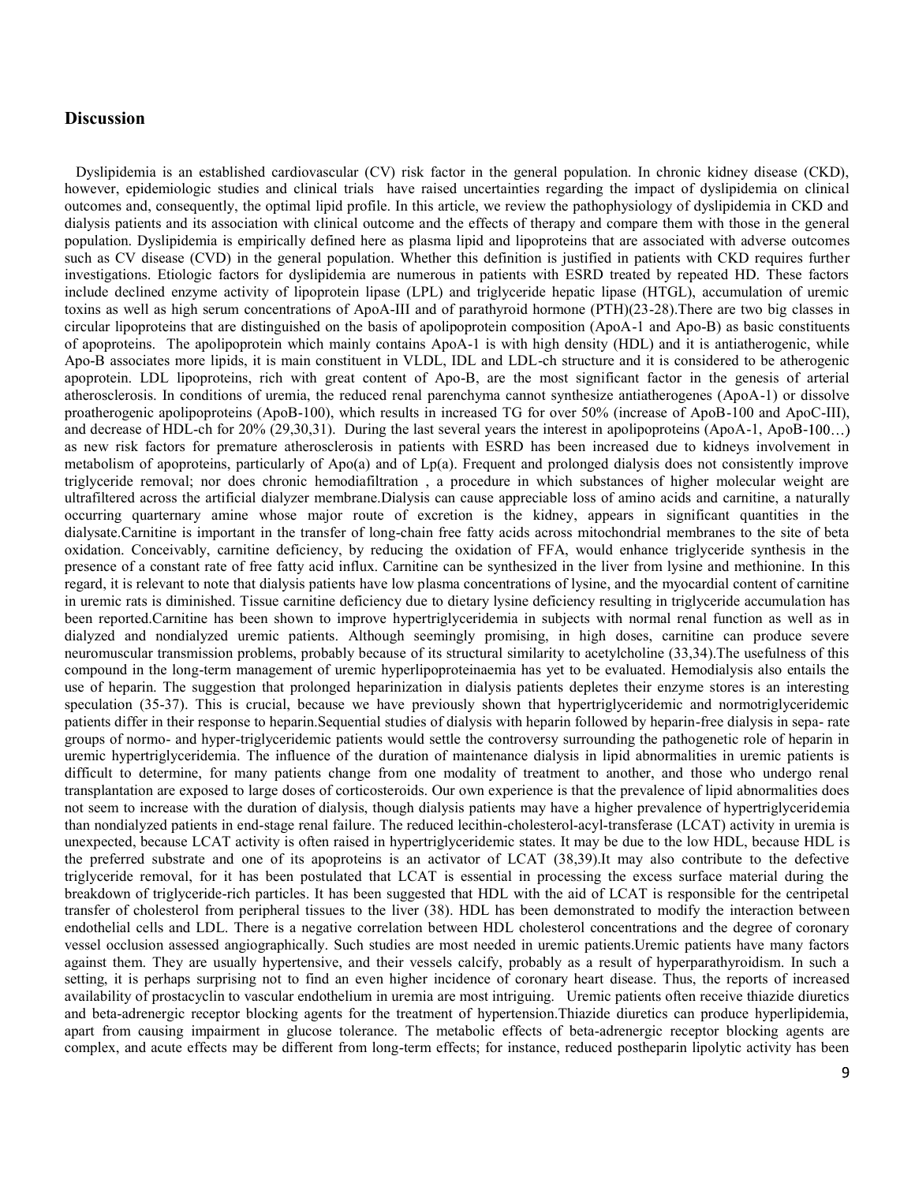## Discussion

Dyslipidemia is an established cardiovascular (CV) risk factor in the general population. In chronic kidney disease (CKD), however, epidemiologic studies and clinical trials have raised uncertainties regarding the impact of dyslipidemia on clinical outcomes and, consequently, the optimal lipid profile. In this article, we review the pathophysiology of dyslipidemia in CKD and dialysis patients and its association with clinical outcome and the effects of therapy and compare them with those in the general population. Dyslipidemia is empirically defined here as plasma lipid and lipoproteins that are associated with adverse outcomes such as CV disease (CVD) in the general population. Whether this definition is justified in patients with CKD requires further investigations. Etiologic factors for dyslipidemia are numerous in patients with ESRD treated by repeated HD. These factors include declined enzyme activity of lipoprotein lipase (LPL) and triglyceride hepatic lipase (HTGL), accumulation of uremic toxins as well as high serum concentrations of ApoA-III and of parathyroid hormone (PTH)(23-28).There are two big classes in circular lipoproteins that are distinguished on the basis of apolipoprotein composition (ApoA-1 and Apo-B) as basic constituents of apoproteins. The apolipoprotein which mainly contains ApoA-1 is with high density (HDL) and it is antiatherogenic, while Apo-B associates more lipids, it is main constituent in VLDL, IDL and LDL-ch structure and it is considered to be atherogenic apoprotein. LDL lipoproteins, rich with great content of Apo-B, are the most significant factor in the genesis of arterial atherosclerosis. In conditions of uremia, the reduced renal parenchyma cannot synthesize antiatherogenes (ApoA-1) or dissolve proatherogenic apolipoproteins (ApoB-100), which results in increased TG for over 50% (increase of ApoB-100 and ApoC-III), and decrease of HDL-ch for 20% (29,30,31). During the last several years the interest in apolipoproteins (ApoA-1, ApoB-100…) as new risk factors for premature atherosclerosis in patients with ESRD has been increased due to kidneys involvement in metabolism of apoproteins, particularly of Apo(a) and of Lp(a). Frequent and prolonged dialysis does not consistently improve triglyceride removal; nor does chronic hemodiafiltration , a procedure in which substances of higher molecular weight are ultrafiltered across the artificial dialyzer membrane.Dialysis can cause appreciable loss of amino acids and carnitine, a naturally occurring quarternary amine whose major route of excretion is the kidney, appears in significant quantities in the dialysate.Carnitine is important in the transfer of long-chain free fatty acids across mitochondrial membranes to the site of beta oxidation. Conceivably, carnitine deficiency, by reducing the oxidation of FFA, would enhance triglyceride synthesis in the presence of a constant rate of free fatty acid influx. Carnitine can be synthesized in the liver from lysine and methionine. In this regard, it is relevant to note that dialysis patients have low plasma concentrations of lysine, and the myocardial content of carnitine in uremic rats is diminished. Tissue carnitine deficiency due to dietary lysine deficiency resulting in triglyceride accumulation has been reported.Carnitine has been shown to improve hypertriglyceridemia in subjects with normal renal function as well as in dialyzed and nondialyzed uremic patients. Although seemingly promising, in high doses, carnitine can produce severe neuromuscular transmission problems, probably because of its structural similarity to acetylcholine (33,34).The usefulness of this compound in the long-term management of uremic hyperlipoproteinaemia has yet to be evaluated. Hemodialysis also entails the use of heparin. The suggestion that prolonged heparinization in dialysis patients depletes their enzyme stores is an interesting speculation (35-37). This is crucial, because we have previously shown that hypertriglyceridemic and normotriglyceridemic patients differ in their response to heparin.Sequential studies of dialysis with heparin followed by heparin-free dialysis in sepa- rate groups of normo- and hyper-triglyceridemic patients would settle the controversy surrounding the pathogenetic role of heparin in uremic hypertriglyceridemia. The influence of the duration of maintenance dialysis in lipid abnormalities in uremic patients is difficult to determine, for many patients change from one modality of treatment to another, and those who undergo renal transplantation are exposed to large doses of corticosteroids. Our own experience is that the prevalence of lipid abnormalities does not seem to increase with the duration of dialysis, though dialysis patients may have a higher prevalence of hypertriglyceridemia than nondialyzed patients in end-stage renal failure. The reduced lecithin-cholesterol-acyl-transferase (LCAT) activity in uremia is unexpected, because LCAT activity is often raised in hypertriglyceridemic states. It may be due to the low HDL, because HDL is the preferred substrate and one of its apoproteins is an activator of LCAT (38,39).It may also contribute to the defective triglyceride removal, for it has been postulated that LCAT is essential in processing the excess surface material during the breakdown of triglyceride-rich particles. It has been suggested that HDL with the aid of LCAT is responsible for the centripetal transfer of cholesterol from peripheral tissues to the liver (38). HDL has been demonstrated to modify the interaction between endothelial cells and LDL. There is a negative correlation between HDL cholesterol concentrations and the degree of coronary vessel occlusion assessed angiographically. Such studies are most needed in uremic patients.Uremic patients have many factors against them. They are usually hypertensive, and their vessels calcify, probably as a result of hyperparathyroidism. In such a setting, it is perhaps surprising not to find an even higher incidence of coronary heart disease. Thus, the reports of increased availability of prostacyclin to vascular endothelium in uremia are most intriguing. Uremic patients often receive thiazide diuretics and beta-adrenergic receptor blocking agents for the treatment of hypertension.Thiazide diuretics can produce hyperlipidemia, apart from causing impairment in glucose tolerance. The metabolic effects of beta-adrenergic receptor blocking agents are complex, and acute effects may be different from long-term effects; for instance, reduced postheparin lipolytic activity has been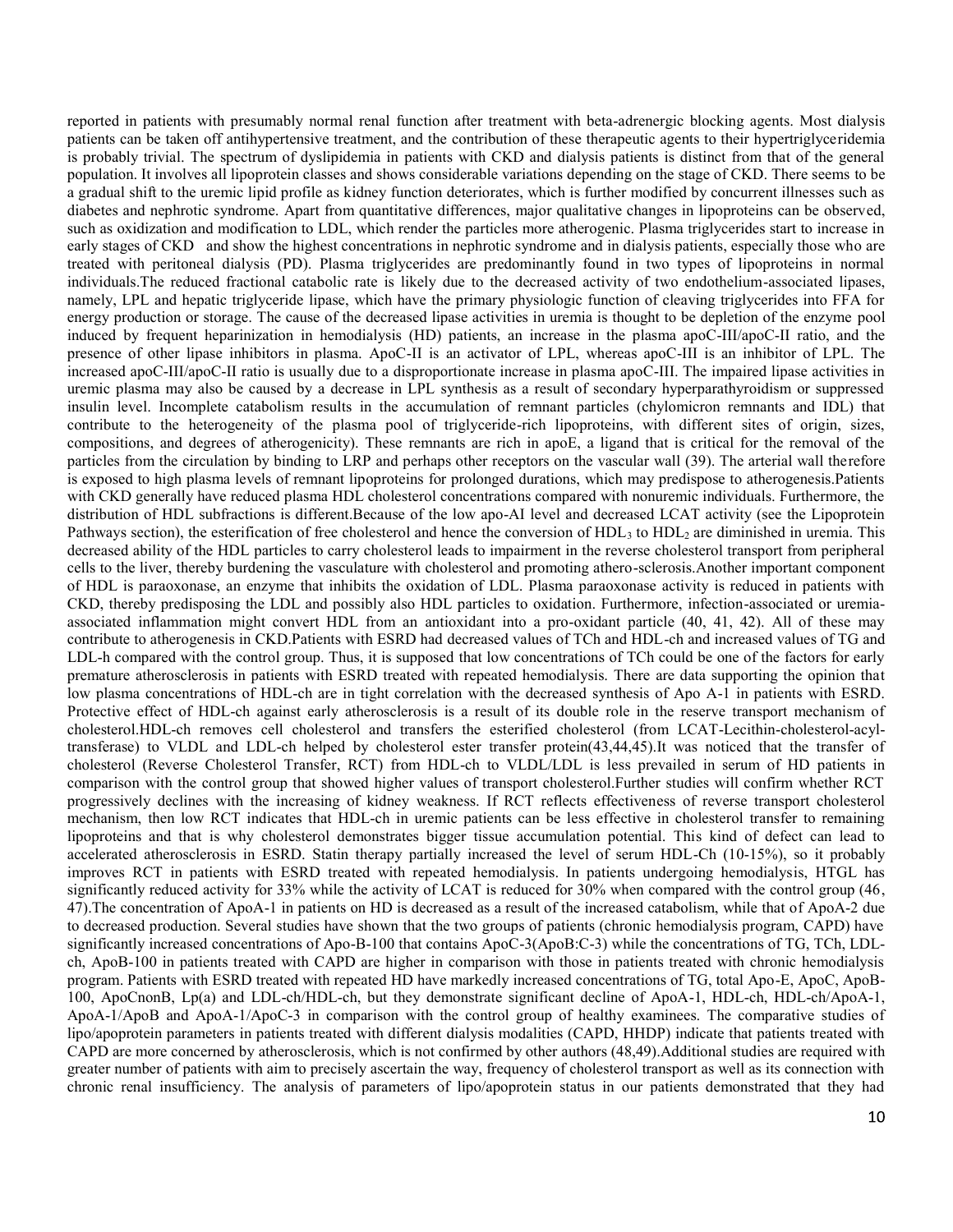reported in patients with presumably normal renal function after treatment with beta-adrenergic blocking agents. Most dialysis patients can be taken off antihypertensive treatment, and the contribution of these therapeutic agents to their hypertriglyceridemia is probably trivial. The spectrum of dyslipidemia in patients with CKD and dialysis patients is distinct from that of the general population. It involves all lipoprotein classes and shows considerable variations depending on the stage of CKD. There seems to be a gradual shift to the uremic lipid profile as kidney function deteriorates, which is further modified by concurrent illnesses such as diabetes and nephrotic syndrome. Apart from quantitative differences, major qualitative changes in lipoproteins can be observed, such as oxidization and modification to LDL, which render the particles more atherogenic. Plasma triglycerides start to increase in early stages of CKD and show the highest concentrations in nephrotic syndrome and in dialysis patients, especially those who are treated with peritoneal dialysis (PD). Plasma triglycerides are predominantly found in two types of lipoproteins in normal individuals.The reduced fractional catabolic rate is likely due to the decreased activity of two endothelium-associated lipases, namely, LPL and hepatic triglyceride lipase, which have the primary physiologic function of cleaving triglycerides into FFA for energy production or storage. The cause of the decreased lipase activities in uremia is thought to be depletion of the enzyme pool induced by frequent heparinization in hemodialysis (HD) patients, an increase in the plasma apoC-III/apoC-II ratio, and the presence of other lipase inhibitors in plasma. ApoC-II is an activator of LPL, whereas apoC-III is an inhibitor of LPL. The increased apoC-III/apoC-II ratio is usually due to a disproportionate increase in plasma apoC-III. The impaired lipase activities in uremic plasma may also be caused by a decrease in LPL synthesis as a result of secondary hyperparathyroidism or suppressed insulin level. Incomplete catabolism results in the accumulation of remnant particles (chylomicron remnants and IDL) that contribute to the heterogeneity of the plasma pool of triglyceride-rich lipoproteins, with different sites of origin, sizes, compositions, and degrees of atherogenicity). These remnants are rich in apoE, a ligand that is critical for the removal of the particles from the circulation by binding to LRP and perhaps other receptors on the vascular wall (39). The arterial wall therefore is exposed to high plasma levels of remnant lipoproteins for prolonged durations, which may predispose to atherogenesis.Patients with CKD generally have reduced plasma HDL cholesterol concentrations compared with nonuremic individuals. Furthermore, the distribution of HDL subfractions is different.Because of the low apo-AI level and decreased LCAT activity (see the Lipoprotein Pathways section), the esterification of free cholesterol and hence the conversion of $HDL_3$ to $HDL_2$ are diminished in uremia. This decreased ability of the HDL particles to carry cholesterol leads to impairment in the reverse cholesterol transport from peripheral cells to the liver, thereby burdening the vasculature with cholesterol and promoting athero-sclerosis.Another important component of HDL is paraoxonase, an enzyme that inhibits the oxidation of LDL. Plasma paraoxonase activity is reduced in patients with CKD, thereby predisposing the LDL and possibly also HDL particles to oxidation. Furthermore, infection-associated or uremia-associated inflammation might convert HDL from an antioxidant into a pro-oxidant particle (40, 41, 42). All of these may contribute to atherogenesis in CKD.Patients with ESRD had decreased values of TCh and HDL-ch and increased values of TG and LDL-h compared with the control group. Thus, it is supposed that low concentrations of TCh could be one of the factors for early premature atherosclerosis in patients with ESRD treated with repeated hemodialysis. There are data supporting the opinion that low plasma concentrations of HDL-ch are in tight correlation with the decreased synthesis of Apo A-1 in patients with ESRD. Protective effect of HDL-ch against early atherosclerosis is a result of its double role in the reserve transport mechanism of cholesterol.HDL-ch removes cell cholesterol and transfers the esterified cholesterol (from LCAT-Lecithin-cholesterol-acyl-transferase) to VLDL and LDL-ch helped by cholesterol ester transfer protein(43,44,45).It was noticed that the transfer of cholesterol (Reverse Cholesterol Transfer, RCT) from HDL-ch to VLDL/LDL is less prevailed in serum of HD patients in comparison with the control group that showed higher values of transport cholesterol.Further studies will confirm whether RCT progressively declines with the increasing of kidney weakness. If RCT reflects effectiveness of reverse transport cholesterol mechanism, then low RCT indicates that HDL-ch in uremic patients can be less effective in cholesterol transfer to remaining lipoproteins and that is why cholesterol demonstrates bigger tissue accumulation potential. This kind of defect can lead to accelerated atherosclerosis in ESRD. Statin therapy partially increased the level of serum HDL-Ch (10-15%), so it probably improves RCT in patients with ESRD treated with repeated hemodialysis. In patients undergoing hemodialysis, HTGL has significantly reduced activity for 33% while the activity of LCAT is reduced for 30% when compared with the control group (46, 47).The concentration of ApoA-1 in patients on HD is decreased as a result of the increased catabolism, while that of ApoA-2 due to decreased production. Several studies have shown that the two groups of patients (chronic hemodialysis program, CAPD) have significantly increased concentrations of Apo-B-100 that contains ApoC-3(ApoB:C-3) while the concentrations of TG, TCh, LDL-ch, ApoB-100 in patients treated with CAPD are higher in comparison with those in patients treated with chronic hemodialysis program. Patients with ESRD treated with repeated HD have markedly increased concentrations of TG, total Apo-E, ApoC, ApoB-100, ApoCnonB, Lp(a) and LDL-ch/HDL-ch, but they demonstrate significant decline of ApoA-1, HDL-ch, HDL-ch/ApoA-1, ApoA-1/ApoB and ApoA-1/ApoC-3 in comparison with the control group of healthy examinees. The comparative studies of lipo/apoprotein parameters in patients treated with different dialysis modalities (CAPD, HHDP) indicate that patients treated with CAPD are more concerned by atherosclerosis, which is not confirmed by other authors (48,49).Additional studies are required with greater number of patients with aim to precisely ascertain the way, frequency of cholesterol transport as well as its connection with chronic renal insufficiency. The analysis of parameters of lipo/apoprotein status in our patients demonstrated that they had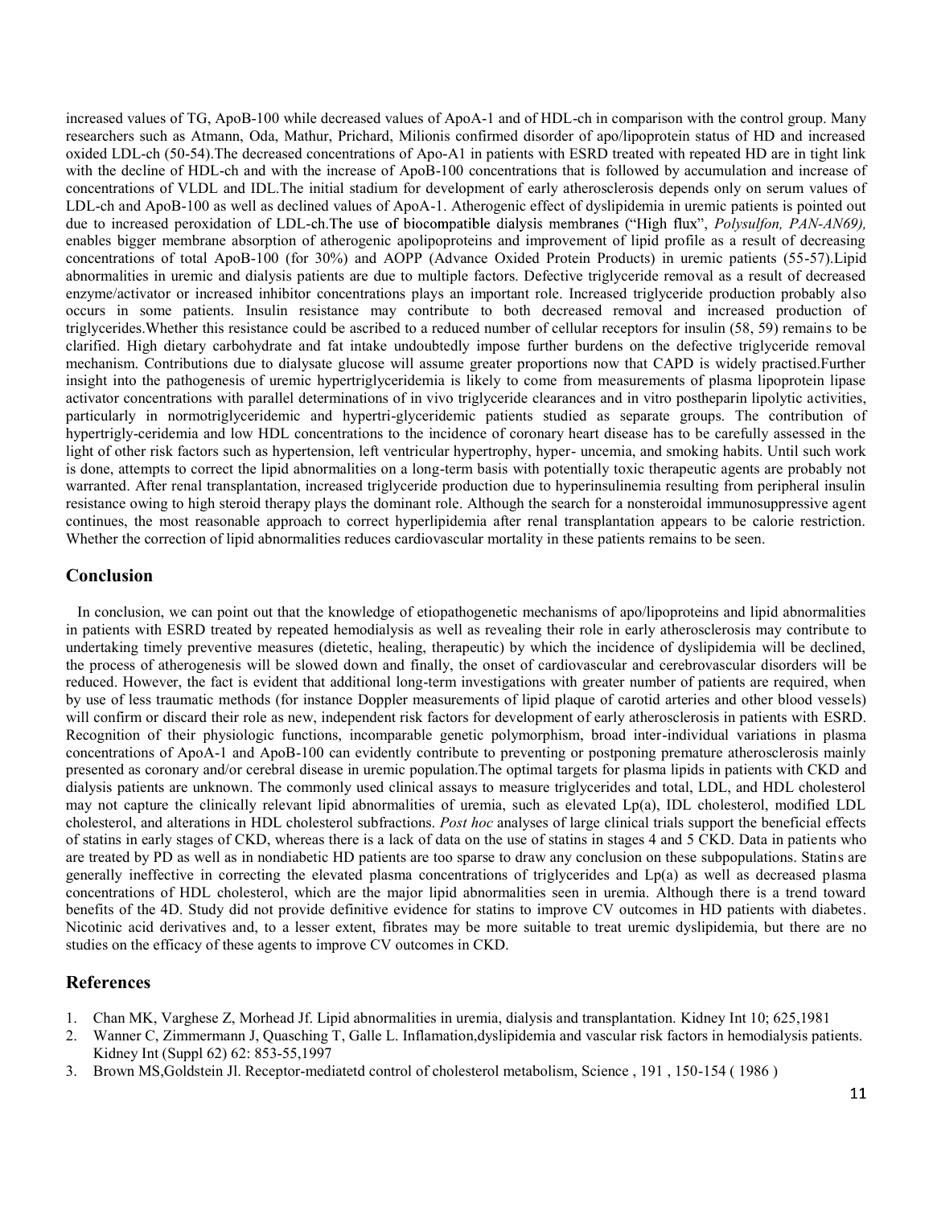increased values of TG, ApoB-100 while decreased values of ApoA-1 and of HDL-ch in comparison with the control group. Many researchers such as Atmann, Oda, Mathur, Prichard, Milionis confirmed disorder of apo/lipoprotein status of HD and increased oxided LDL-ch (50-54).The decreased concentrations of Apo-A1 in patients with ESRD treated with repeated HD are in tight link with the decline of HDL-ch and with the increase of ApoB-100 concentrations that is followed by accumulation and increase of concentrations of VLDL and IDL.The initial stadium for development of early atherosclerosis depends only on serum values of LDL-ch and ApoB-100 as well as declined values of ApoA-1. Atherogenic effect of dyslipidemia in uremic patients is pointed out due to increased peroxidation of LDL-ch.The use of biocompatible dialysis membranes ("High flux", *Polysulfon, PAN-AN69),* enables bigger membrane absorption of atherogenic apolipoproteins and improvement of lipid profile as a result of decreasing concentrations of total ApoB-100 (for 30%) and AOPP (Advance Oxided Protein Products) in uremic patients (55-57).Lipid abnormalities in uremic and dialysis patients are due to multiple factors. Defective triglyceride removal as a result of decreased enzyme/activator or increased inhibitor concentrations plays an important role. Increased triglyceride production probably also occurs in some patients. Insulin resistance may contribute to both decreased removal and increased production of triglycerides.Whether this resistance could be ascribed to a reduced number of cellular receptors for insulin (58, 59) remains to be clarified. High dietary carbohydrate and fat intake undoubtedly impose further burdens on the defective triglyceride removal mechanism. Contributions due to dialysate glucose will assume greater proportions now that CAPD is widely practised.Further insight into the pathogenesis of uremic hypertriglyceridemia is likely to come from measurements of plasma lipoprotein lipase activator concentrations with parallel determinations of in vivo triglyceride clearances and in vitro postheparin lipolytic activities, particularly in normotriglyceridemic and hypertri-glyceridemic patients studied as separate groups. The contribution of hypertrigly-ceridemia and low HDL concentrations to the incidence of coronary heart disease has to be carefully assessed in the light of other risk factors such as hypertension, left ventricular hypertrophy, hyper- uncemia, and smoking habits. Until such work is done, attempts to correct the lipid abnormalities on a long-term basis with potentially toxic therapeutic agents are probably not warranted. After renal transplantation, increased triglyceride production due to hyperinsulinemia resulting from peripheral insulin resistance owing to high steroid therapy plays the dominant role. Although the search for a nonsteroidal immunosuppressive agent continues, the most reasonable approach to correct hyperlipidemia after renal transplantation appears to be calorie restriction. Whether the correction of lipid abnormalities reduces cardiovascular mortality in these patients remains to be seen.

## Conclusion

In conclusion, we can point out that the knowledge of etiopathogenetic mechanisms of apo/lipoproteins and lipid abnormalities in patients with ESRD treated by repeated hemodialysis as well as revealing their role in early atherosclerosis may contribute to undertaking timely preventive measures (dietetic, healing, therapeutic) by which the incidence of dyslipidemia will be declined, the process of atherogenesis will be slowed down and finally, the onset of cardiovascular and cerebrovascular disorders will be reduced. However, the fact is evident that additional long-term investigations with greater number of patients are required, when by use of less traumatic methods (for instance Doppler measurements of lipid plaque of carotid arteries and other blood vessels) will confirm or discard their role as new, independent risk factors for development of early atherosclerosis in patients with ESRD. Recognition of their physiologic functions, incomparable genetic polymorphism, broad inter-individual variations in plasma concentrations of ApoA-1 and ApoB-100 can evidently contribute to preventing or postponing premature atherosclerosis mainly presented as coronary and/or cerebral disease in uremic population.The optimal targets for plasma lipids in patients with CKD and dialysis patients are unknown. The commonly used clinical assays to measure triglycerides and total, LDL, and HDL cholesterol may not capture the clinically relevant lipid abnormalities of uremia, such as elevated Lp(a), IDL cholesterol, modified LDL cholesterol, and alterations in HDL cholesterol subfractions. *Post hoc* analyses of large clinical trials support the beneficial effects of statins in early stages of CKD, whereas there is a lack of data on the use of statins in stages 4 and 5 CKD. Data in patients who are treated by PD as well as in nondiabetic HD patients are too sparse to draw any conclusion on these subpopulations. Statins are generally ineffective in correcting the elevated plasma concentrations of triglycerides and Lp(a) as well as decreased plasma concentrations of HDL cholesterol, which are the major lipid abnormalities seen in uremia. Although there is a trend toward benefits of the 4D. Study did not provide definitive evidence for statins to improve CV outcomes in HD patients with diabetes. Nicotinic acid derivatives and, to a lesser extent, fibrates may be more suitable to treat uremic dyslipidemia, but there are no studies on the efficacy of these agents to improve CV outcomes in CKD.

## References

1. Chan MK, Varghese Z, Morhead Jf. Lipid abnormalities in uremia, dialysis and transplantation. Kidney Int 10; 625,1981
2. Wanner C, Zimmermann J, Quasching T, Galle L. Inflamation,dyslipidemia and vascular risk factors in hemodialysis patients. Kidney Int (Suppl 62) 62: 853-55,1997
3. Brown MS,Goldstein Jl. Receptor-mediatetd control of cholesterol metabolism, Science , 191 , 150-154 ( 1986 )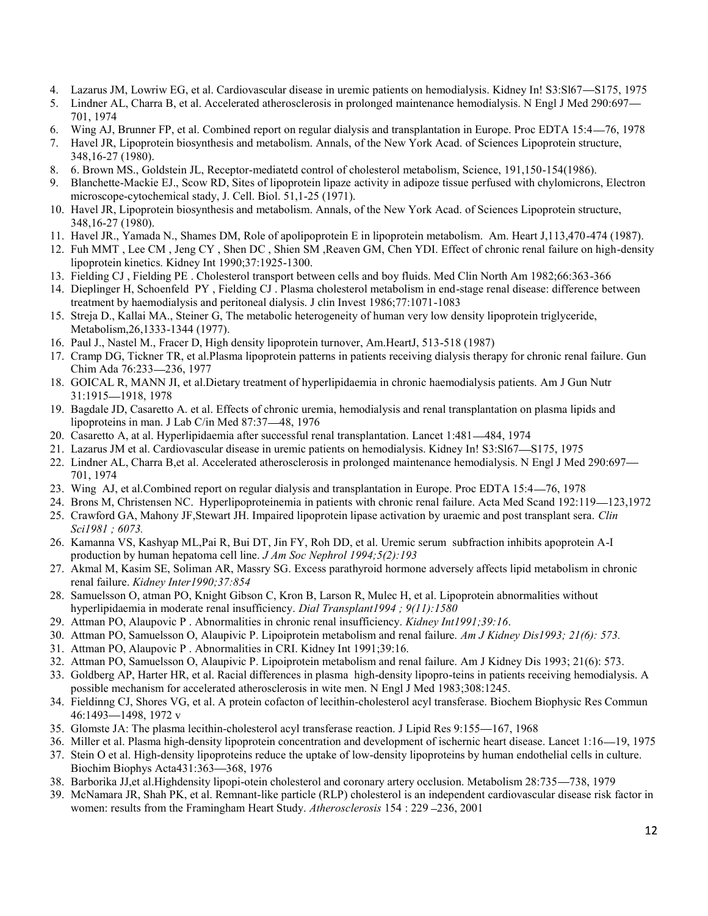4. Lazarus JM, Lowriw EG, et al. Cardiovascular disease in uremic patients on hemodialysis. Kidney In! S3:Sl67—S175, 1975
5. Lindner AL, Charra B, et al. Accelerated atherosclerosis in prolonged maintenance hemodialysis. N Engl J Med 290:697—701, 1974
6. Wing AJ, Brunner FP, et al. Combined report on regular dialysis and transplantation in Europe. Proc EDTA 15:4—76, 1978
7. Havel JR, Lipoprotein biosynthesis and metabolism. Annals, of the New York Acad. of Sciences Lipoprotein structure, 348,16-27 (1980).
8. 6. Brown MS., Goldstein JL, Receptor-mediatetd control of cholesterol metabolism, Science, 191,150-154(1986).
9. Blanchette-Mackie EJ., Scow RD, Sites of lipoprotein lipaze activity in adipoze tissue perfused with chylomicrons, Electron microscope-cytochemical stady, J. Cell. Biol. 51,1-25 (1971).
10. Havel JR, Lipoprotein biosynthesis and metabolism. Annals, of the New York Acad. of Sciences Lipoprotein structure, 348,16-27 (1980).
11. Havel JR., Yamada N., Shames DM, Role of apolipoprotein E in lipoprotein metabolism. Am. Heart J,113,470-474 (1987).
12. Fuh MMT , Lee CM , Jeng CY , Shen DC , Shien SM ,Reaven GM, Chen YDI. Effect of chronic renal failure on high-density lipoprotein kinetics. Kidney Int 1990;37:1925-1300.
13. Fielding CJ , Fielding PE . Cholesterol transport between cells and boy fluids. Med Clin North Am 1982;66:363-366
14. Dieplinger H, Schoenfeld PY , Fielding CJ . Plasma cholesterol metabolism in end-stage renal disease: difference between treatment by haemodialysis and peritoneal dialysis. J clin Invest 1986;77:1071-1083
15. Streja D., Kallai MA., Steiner G, The metabolic heterogeneity of human very low density lipoprotein triglyceride, Metabolism,26,1333-1344 (1977).
16. Paul J., Nastel M., Fracer D, High density lipoprotein turnover, Am.HeartJ, 513-518 (1987)
17. Cramp DG, Tickner TR, et al.Plasma lipoprotein patterns in patients receiving dialysis therapy for chronic renal failure. Gun Chim Ada 76:233—236, 1977
18. GOICAL R, MANN JI, et al.Dietary treatment of hyperlipidaemia in chronic haemodialysis patients. Am J Gun Nutr 31:1915—1918, 1978
19. Bagdale JD, Casaretto A. et al. Effects of chronic uremia, hemodialysis and renal transplantation on plasma lipids and lipoproteins in man. J Lab C/in Med 87:37—48, 1976
20. Casaretto A, at al. Hyperlipidaemia after successful renal transplantation. Lancet 1:481—484, 1974
21. Lazarus JM et al. Cardiovascular disease in uremic patients on hemodialysis. Kidney In! S3:Sl67—S175, 1975
22. Lindner AL, Charra B,et al. Accelerated atherosclerosis in prolonged maintenance hemodialysis. N Engl J Med 290:697—701, 1974
23. Wing AJ, et al.Combined report on regular dialysis and transplantation in Europe. Proc EDTA 15:4—76, 1978
24. Brons M, Christensen NC. Hyperlipoproteinemia in patients with chronic renal failure. Acta Med Scand 192:119—123,1972
25. Crawford GA, Mahony JF,Stewart JH. Impaired lipoprotein lipase activation by uraemic and post transplant sera. *Clin Sci1981 ; 6073.*
26. Kamanna VS, Kashyap ML,Pai R, Bui DT, Jin FY, Roh DD, et al. Uremic serum subfraction inhibits apoprotein A-I production by human hepatoma cell line. *J Am Soc Nephrol 1994;5(2):193*
27. Akmal M, Kasim SE, Soliman AR, Massry SG. Excess parathyroid hormone adversely affects lipid metabolism in chronic renal failure. *Kidney Inter1990;37:854*
28. Samuelsson O, atman PO, Knight Gibson C, Kron B, Larson R, Mulec H, et al. Lipoprotein abnormalities without hyperlipidaemia in moderate renal insufficiency. *Dial Transplant1994 ; 9(11):1580*
29. Attman PO, Alaupovic P . Abnormalities in chronic renal insufficiency. *Kidney Int1991;39:16.*
30. Attman PO, Samuelsson O, Alaupivic P. Lipoiprotein metabolism and renal failure. *Am J Kidney Dis1993; 21(6): 573.*
31. Attman PO, Alaupovic P . Abnormalities in CRI. Kidney Int 1991;39:16.
32. Attman PO, Samuelsson O, Alaupivic P. Lipoiprotein metabolism and renal failure. Am J Kidney Dis 1993; 21(6): 573.
33. Goldberg AP, Harter HR, et al. Racial differences in plasma high-density lipopro-teins in patients receiving hemodialysis. A possible mechanism for accelerated atherosclerosis in wite men. N Engl J Med 1983;308:1245.
34. Fieldinng CJ, Shores VG, et al. A protein cofacton of lecithin-cholesterol acyl transferase. Biochem Biophysic Res Commun 46:1493—1498, 1972 v
35. Glomste JA: The plasma lecithin-cholesterol acyl transferase reaction. J Lipid Res 9:155—167, 1968
36. Miller et al. Plasma high-density lipoprotein concentration and development of ischernic heart disease. Lancet 1:16—19, 1975
37. Stein O et al. High-density lipoproteins reduce the uptake of low-density lipoproteins by human endothelial cells in culture. Biochim Biophys Acta431:363—368, 1976
38. Barborika JJ,et al.Highdensity lipopi-otein cholesterol and coronary artery occlusion. Metabolism 28:735—738, 1979
39. McNamara JR, Shah PK, et al. Remnant-like particle (RLP) cholesterol is an independent cardiovascular disease risk factor in women: results from the Framingham Heart Study. *Atherosclerosis* 154 : 229 –236, 2001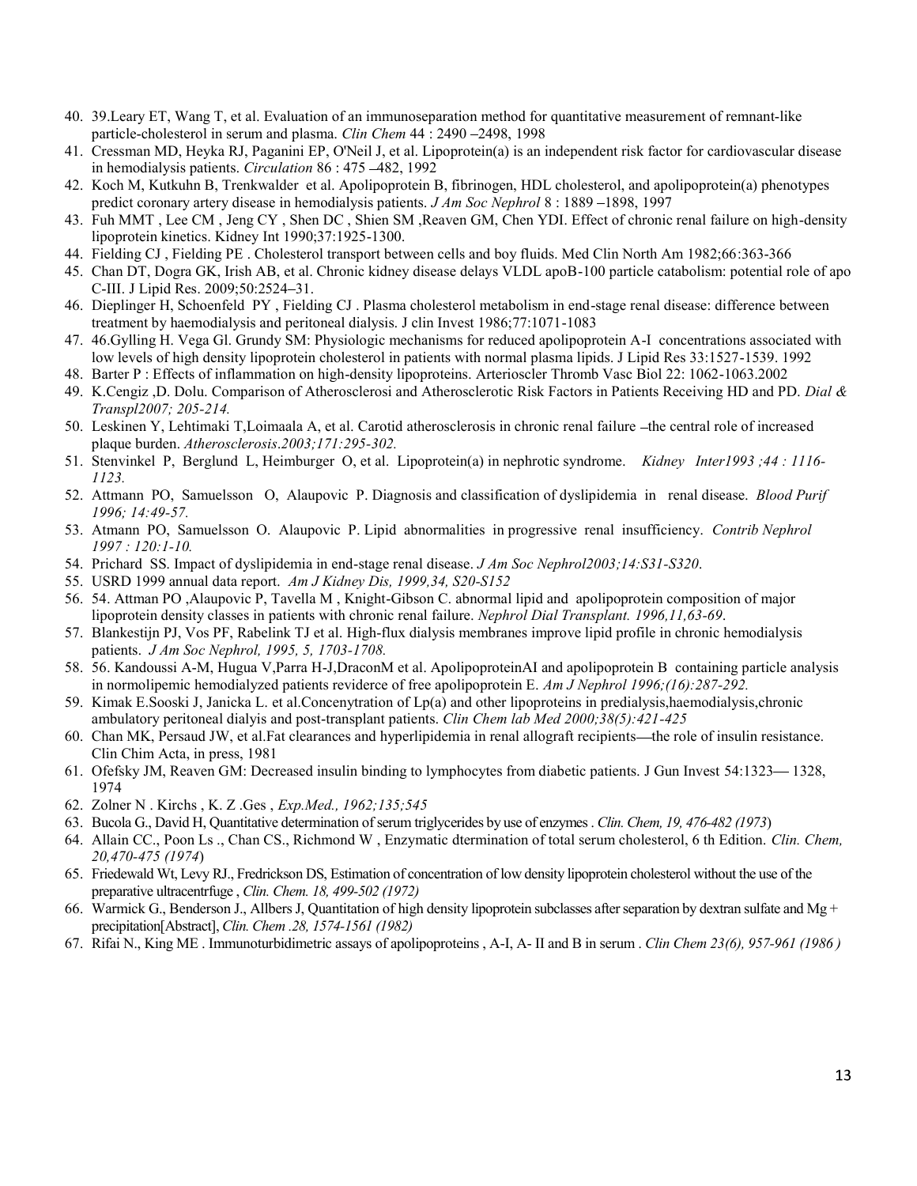40. 39.Leary ET, Wang T, et al. Evaluation of an immunoseparation method for quantitative measurement of remnant-like particle-cholesterol in serum and plasma. *Clin Chem* 44 : 2490 –2498, 1998
41. Cressman MD, Heyka RJ, Paganini EP, O'Neil J, et al. Lipoprotein(a) is an independent risk factor for cardiovascular disease in hemodialysis patients. *Circulation* 86 : 475 –482, 1992
42. Koch M, Kutkuhn B, Trenkwalder et al. Apolipoprotein B, fibrinogen, HDL cholesterol, and apolipoprotein(a) phenotypes predict coronary artery disease in hemodialysis patients. *J Am Soc Nephrol* 8 : 1889 –1898, 1997
43. Fuh MMT , Lee CM , Jeng CY , Shen DC , Shien SM ,Reaven GM, Chen YDI. Effect of chronic renal failure on high-density lipoprotein kinetics. Kidney Int 1990;37:1925-1300.
44. Fielding CJ , Fielding PE . Cholesterol transport between cells and boy fluids. Med Clin North Am 1982;66:363-366
45. Chan DT, Dogra GK, Irish AB, et al. Chronic kidney disease delays VLDL apoB-100 particle catabolism: potential role of apo C-III. J Lipid Res. 2009;50:2524–31.
46. Dieplinger H, Schoenfeld PY , Fielding CJ . Plasma cholesterol metabolism in end-stage renal disease: difference between treatment by haemodialysis and peritoneal dialysis. J clin Invest 1986;77:1071-1083
47. 46.Gylling H. Vega Gl. Grundy SM: Physiologic mechanisms for reduced apolipoprotein A-I concentrations associated with low levels of high density lipoprotein cholesterol in patients with normal plasma lipids. J Lipid Res 33:1527-1539. 1992
48. Barter P : Effects of inflammation on high-density lipoproteins. Arterioscler Thromb Vasc Biol 22: 1062-1063.2002
49. K.Cengiz ,D. Dolu. Comparison of Atherosclerosi and Atherosclerotic Risk Factors in Patients Receiving HD and PD. *Dial & Transpl2007; 205-214.*
50. Leskinen Y, Lehtimaki T,Loimaala A, et al. Carotid atherosclerosis in chronic renal failure –the central role of increased plaque burden. *Atherosclerosis.2003;171:295-302.*
51. Stenvinkel P, Berglund L, Heimburger O, et al. Lipoprotein(a) in nephrotic syndrome. *Kidney Inter1993 ;44 : 1116-1123.*
52. Attmann PO, Samuelsson O, Alaupovic P. Diagnosis and classification of dyslipidemia in renal disease. *Blood Purif 1996; 14:49-57.*
53. Atmann PO, Samuelsson O. Alaupovic P. Lipid abnormalities in progressive renal insufficiency. *Contrib Nephrol 1997 : 120:1-10.*
54. Prichard SS. Impact of dyslipidemia in end-stage renal disease. *J Am Soc Nephrol2003;14:S31-S320*.
55. USRD 1999 annual data report. *Am J Kidney Dis, 1999,34, S20-S152*
56. 54. Attman PO ,Alaupovic P, Tavella M , Knight-Gibson C. abnormal lipid and apolipoprotein composition of major lipoprotein density classes in patients with chronic renal failure. *Nephrol Dial Transplant. 1996,11,63-69*.
57. Blankestijn PJ, Vos PF, Rabelink TJ et al. High-flux dialysis membranes improve lipid profile in chronic hemodialysis patients. *J Am Soc Nephrol, 1995, 5, 1703-1708.*
58. 56. Kandoussi A-M, Hugua V,Parra H-J,DraconM et al. ApolipoproteinAI and apolipoprotein B containing particle analysis in normolipemic hemodialyzed patients reviderce of free apolipoprotein E. *Am J Nephrol 1996;(16):287-292.*
59. Kimak E.Sooski J, Janicka L. et al.Concenytration of Lp(a) and other lipoproteins in predialysis,haemodialysis,chronic ambulatory peritoneal dialyis and post-transplant patients. *Clin Chem lab Med 2000;38(5):421-425*
60. Chan MK, Persaud JW, et al.Fat clearances and hyperlipidemia in renal allograft recipients—the role of insulin resistance. Clin Chim Acta, in press, 1981
61. Ofefsky JM, Reaven GM: Decreased insulin binding to lymphocytes from diabetic patients. J Gun Invest 54:1323— 1328, 1974
62. Zolner N . Kirchs , K. Z .Ges , *Exp.Med., 1962;135;545*
63. Bucola G., David H, Quantitative determination of serum triglycerides by use of enzymes . *Clin. Chem, 19, 476-482 (1973*)
64. Allain CC., Poon Ls ., Chan CS., Richmond W , Enzymatic dtermination of total serum cholesterol, 6 th Edition. *Clin. Chem, 20,470-475 (1974*)
65. Friedewald Wt, Levy RJ., Fredrickson DS, Estimation of concentration of low density lipoprotein cholesterol without the use of the preparative ultracentrfuge , *Clin. Chem. 18, 499-502 (1972)*
66. Warmick G., Benderson J., Allbers J, Quantitation of high density lipoprotein subclasses after separation by dextran sulfate and Mg + precipitation[Abstract], *Clin. Chem .28, 1574-1561 (1982)*
67. Rifai N., King ME . Immunoturbidimetric assays of apolipoproteins , A-I, A- II and B in serum . *Clin Chem 23(6), 957-961 (1986 )*